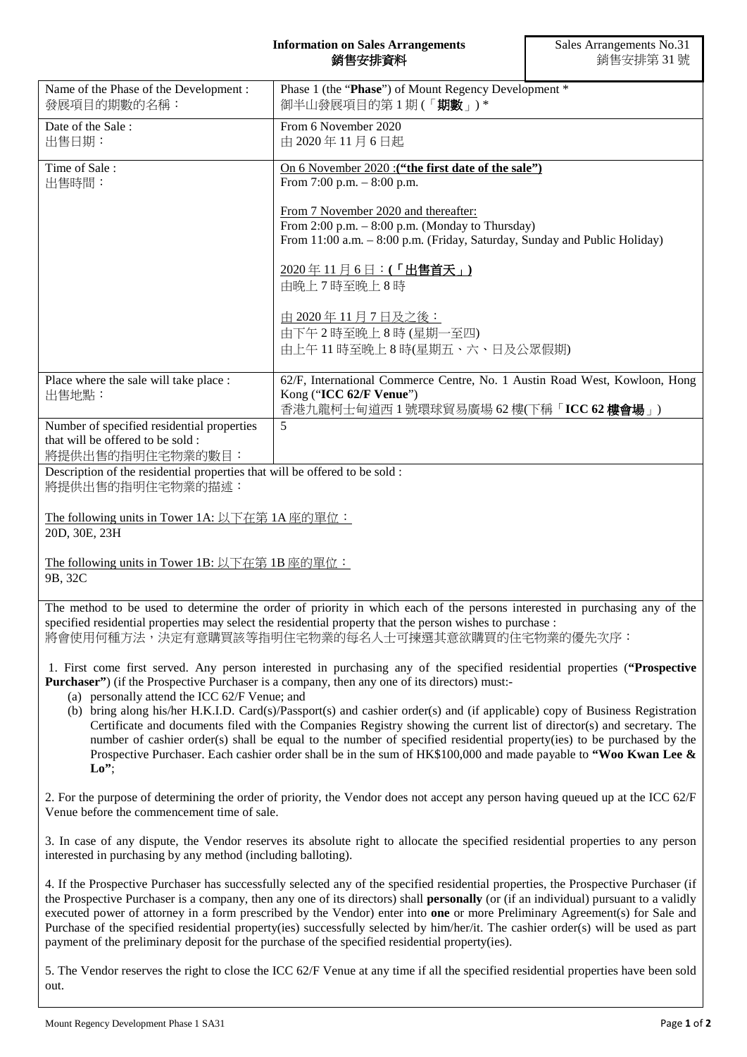**Information on Sales Arrangements**
**銷售安排資料**

Sales Arrangements No.31
銷售安排第 31 號

| Name of the Phase of the Development :<br>發展項目的期數的名稱： | Phase 1 (the "**Phase**") of Mount Regency Development *<br>御半山發展項目的第 1 期 (「**期數**」) * |
|---|---|
| Date of the Sale :<br>出售日期： | From 6 November 2020<br>由 2020 年 11 月 6 日起 |
| Time of Sale :<br>出售時間： | On 6 November 2020 :**("the first date of the sale")**<br>From 7:00 p.m. – 8:00 p.m.<br><br>From 7 November 2020 and thereafter:<br>From 2:00 p.m. – 8:00 p.m. (Monday to Thursday)<br>From 11:00 a.m. – 8:00 p.m. (Friday, Saturday, Sunday and Public Holiday)<br><br>2020 年 11 月 6 日：**(「出售首天」)**<br>由晚上 7 時至晚上 8 時<br><br>由 2020 年 11 月 7 日及之後：<br>由下午 2 時至晚上 8 時 (星期一至四)<br>由上午 11 時至晚上 8 時(星期五、六、日及公眾假期) |
| Place where the sale will take place :<br>出售地點： | 62/F, International Commerce Centre, No. 1 Austin Road West, Kowloon, Hong Kong ("**ICC 62/F Venue**")<br>香港九龍柯士甸道西 1 號環球貿易廣場 62 樓(下稱「**ICC 62 樓會場**」) |
| Number of specified residential properties that will be offered to be sold :<br>將提供出售的指明住宅物業的數目： | 5 |

Description of the residential properties that will be offered to be sold :
將提供出售的指明住宅物業的描述：

The following units in Tower 1A: 以下在第 1A 座的單位：
20D, 30E, 23H

The following units in Tower 1B: 以下在第 1B 座的單位：
9B, 32C

The method to be used to determine the order of priority in which each of the persons interested in purchasing any of the specified residential properties may select the residential property that the person wishes to purchase :
將會使用何種方法，決定有意購買該等指明住宅物業的每名人士可揀選其意欲購買的住宅物業的優先次序：

1. First come first served. Any person interested in purchasing any of the specified residential properties (**"Prospective Purchaser"**) (if the Prospective Purchaser is a company, then any one of its directors) must:-
   (a) personally attend the ICC 62/F Venue; and
   (b) bring along his/her H.K.I.D. Card(s)/Passport(s) and cashier order(s) and (if applicable) copy of Business Registration Certificate and documents filed with the Companies Registry showing the current list of director(s) and secretary. The number of cashier order(s) shall be equal to the number of specified residential property(ies) to be purchased by the Prospective Purchaser. Each cashier order shall be in the sum of HK$100,000 and made payable to **"Woo Kwan Lee & Lo"**;

2. For the purpose of determining the order of priority, the Vendor does not accept any person having queued up at the ICC 62/F Venue before the commencement time of sale.

3. In case of any dispute, the Vendor reserves its absolute right to allocate the specified residential properties to any person interested in purchasing by any method (including balloting).

4. If the Prospective Purchaser has successfully selected any of the specified residential properties, the Prospective Purchaser (if the Prospective Purchaser is a company, then any one of its directors) shall **personally** (or (if an individual) pursuant to a validly executed power of attorney in a form prescribed by the Vendor) enter into **one** or more Preliminary Agreement(s) for Sale and Purchase of the specified residential property(ies) successfully selected by him/her/it. The cashier order(s) will be used as part payment of the preliminary deposit for the purchase of the specified residential property(ies).

5. The Vendor reserves the right to close the ICC 62/F Venue at any time if all the specified residential properties have been sold out.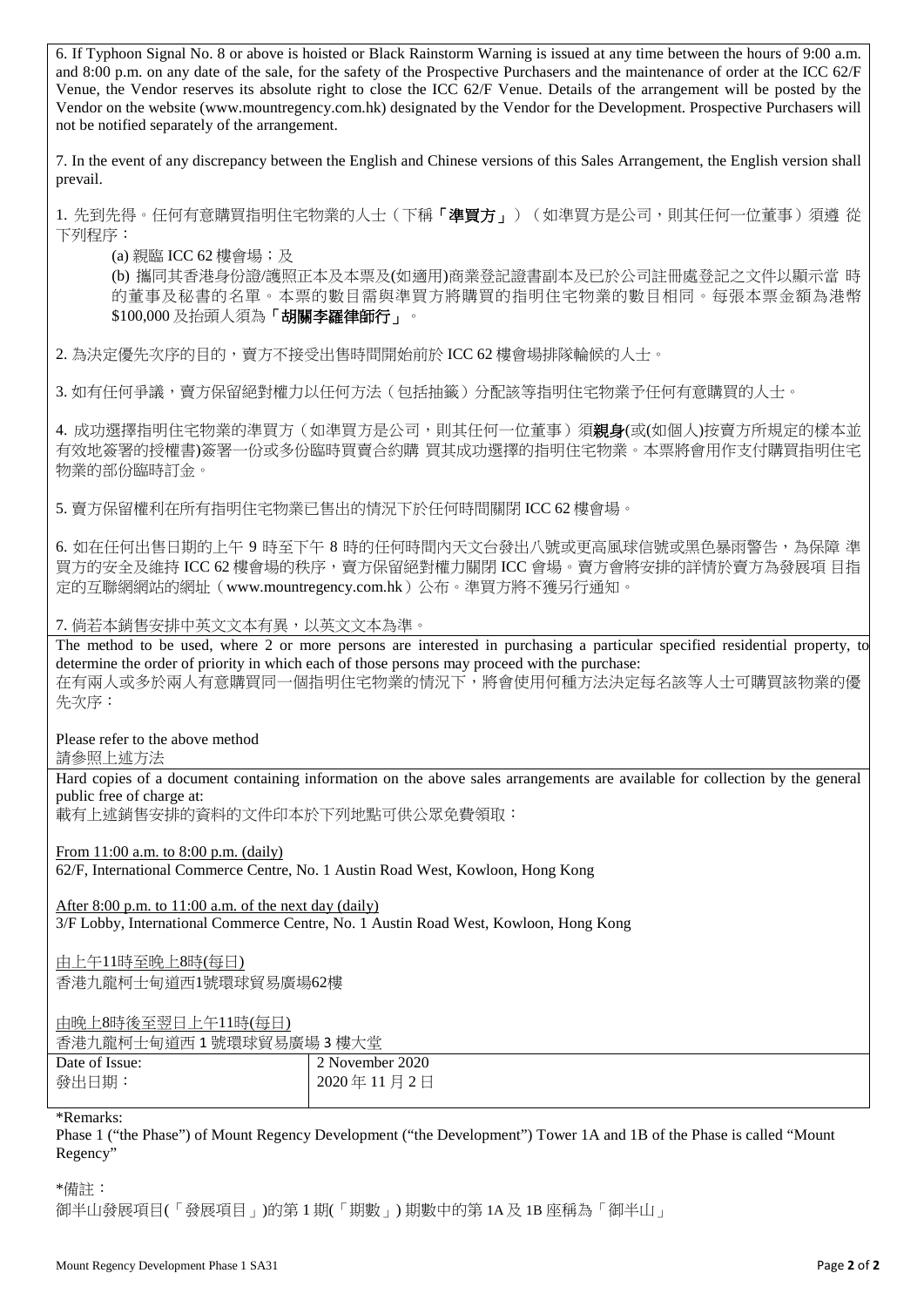6. If Typhoon Signal No. 8 or above is hoisted or Black Rainstorm Warning is issued at any time between the hours of 9:00 a.m. and 8:00 p.m. on any date of the sale, for the safety of the Prospective Purchasers and the maintenance of order at the ICC 62/F Venue, the Vendor reserves its absolute right to close the ICC 62/F Venue. Details of the arrangement will be posted by the Vendor on the website (www.mountregency.com.hk) designated by the Vendor for the Development. Prospective Purchasers will not be notified separately of the arrangement.

7. In the event of any discrepancy between the English and Chinese versions of this Sales Arrangement, the English version shall prevail.

1. 先到先得。任何有意購買指明住宅物業的人士（下稱**「準買方」**）（如準買方是公司，則其任何一位董事）須遵 從下列程序：

(a) 親臨 ICC 62 樓會場；及

(b) 攜同其香港身份證/護照正本及本票及(如適用)商業登記證書副本及已於公司註冊處登記之文件以顯示當 時的董事及秘書的名單。本票的數目需與準買方將購買的指明住宅物業的數目相同。每張本票金額為港幣 \$100,000 及抬頭人須為**「胡關李羅律師行」**。

2. 為決定優先次序的目的，賣方不接受出售時間開始前於 ICC 62 樓會場排隊輪候的人士。

3. 如有任何爭議，賣方保留絕對權力以任何方法（包括抽籤）分配該等指明住宅物業予任何有意購買的人士。

4. 成功選擇指明住宅物業的準買方（如準買方是公司，則其任何一位董事）須**親身**(或(如個人)按賣方所規定的樣本並有效地簽署的授權書)簽署一份或多份臨時買賣合約購 買其成功選擇的指明住宅物業。本票將會用作支付購買指明住宅物業的部份臨時訂金。

5. 賣方保留權利在所有指明住宅物業已售出的情況下於任何時間關閉 ICC 62 樓會場。

6. 如在任何出售日期的上午 9 時至下午 8 時的任何時間內天文台發出八號或更高風球信號或黑色暴雨警告，為保障 準買方的安全及維持 ICC 62 樓會場的秩序，賣方保留絕對權力關閉 ICC 會場。賣方會將安排的詳情於賣方為發展項 目指定的互聯網網站的網址（www.mountregency.com.hk）公布。準買方將不獲另行通知。

7. 倘若本銷售安排中英文文本有異，以英文文本為準。

The method to be used, where 2 or more persons are interested in purchasing a particular specified residential property, to determine the order of priority in which each of those persons may proceed with the purchase:
在有兩人或多於兩人有意購買同一個指明住宅物業的情況下，將會使用何種方法決定每名該等人士可購買該物業的優先次序：

Please refer to the above method
請參照上述方法

Hard copies of a document containing information on the above sales arrangements are available for collection by the general public free of charge at:
載有上述銷售安排的資料的文件印本於下列地點可供公眾免費領取：

From 11:00 a.m. to 8:00 p.m. (daily)
62/F, International Commerce Centre, No. 1 Austin Road West, Kowloon, Hong Kong

After 8:00 p.m. to 11:00 a.m. of the next day (daily)
3/F Lobby, International Commerce Centre, No. 1 Austin Road West, Kowloon, Hong Kong

由上午11時至晚上8時(每日)
香港九龍柯士甸道西1號環球貿易廣場62樓

由晚上8時後至翌日上午11時(每日)
香港九龍柯士甸道西 1 號環球貿易廣場 3 樓大堂

| | |
|---|---|
| Date of Issue:<br>發出日期： | 2 November 2020<br>2020 年 11 月 2 日 |

*Remarks:
Phase 1 ("the Phase") of Mount Regency Development ("the Development") Tower 1A and 1B of the Phase is called "Mount Regency"

*備註：
御半山發展項目(「發展項目」)的第 1 期(「期數」) 期數中的第 1A 及 1B 座稱為「御半山」